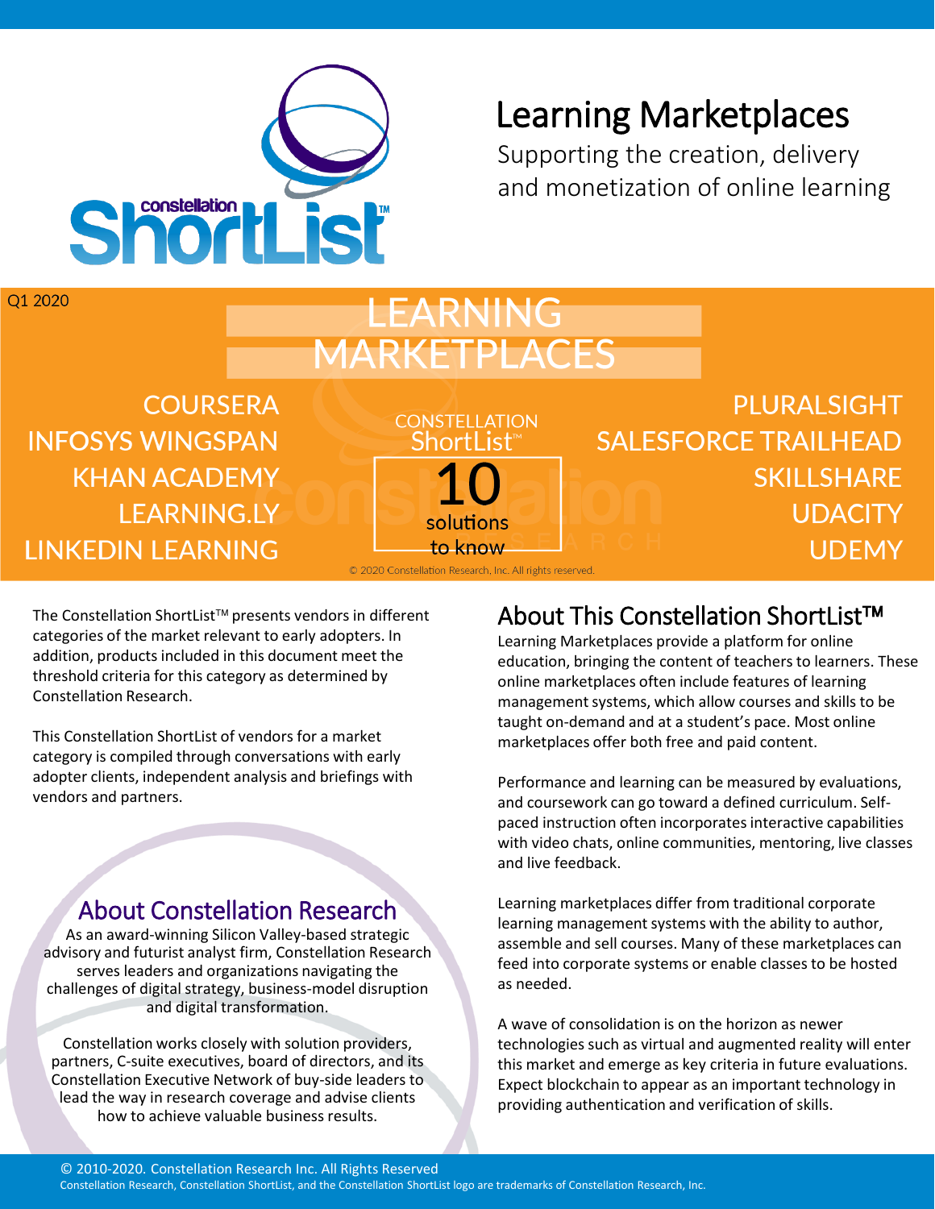# Learning Marketplaces

Supporting the creation, delivery and monetization of online learning

Q1 2020

## LEARNING MARKETPLACES

CONSTELLATION ShortList™

10 solutions to know

- COURSERA
- INFOSYS WINGSPAN
- KHAN ACADEMY
- LEARNING.LY
- LINKEDIN LEARNING
- PLURALSIGHT
- SALESFORCE TRAILHEAD
- SKILLSHARE
- UDACITY
- UDEMY

© 2020 Constellation Research, Inc. All rights reserved.

The Constellation ShortList™ presents vendors in different categories of the market relevant to early adopters. In addition, products included in this document meet the threshold criteria for this category as determined by Constellation Research.

This Constellation ShortList of vendors for a market category is compiled through conversations with early adopter clients, independent analysis and briefings with vendors and partners.

## About Constellation Research

As an award-winning Silicon Valley-based strategic advisory and futurist analyst firm, Constellation Research serves leaders and organizations navigating the challenges of digital strategy, business-model disruption and digital transformation.

Constellation works closely with solution providers, partners, C-suite executives, board of directors, and its Constellation Executive Network of buy-side leaders to lead the way in research coverage and advise clients how to achieve valuable business results.

## About This Constellation ShortList™

Learning Marketplaces provide a platform for online education, bringing the content of teachers to learners. These online marketplaces often include features of learning management systems, which allow courses and skills to be taught on-demand and at a student's pace. Most online marketplaces offer both free and paid content.

Performance and learning can be measured by evaluations, and coursework can go toward a defined curriculum. Self-paced instruction often incorporates interactive capabilities with video chats, online communities, mentoring, live classes and live feedback.

Learning marketplaces differ from traditional corporate learning management systems with the ability to author, assemble and sell courses. Many of these marketplaces can feed into corporate systems or enable classes to be hosted as needed.

A wave of consolidation is on the horizon as newer technologies such as virtual and augmented reality will enter this market and emerge as key criteria in future evaluations. Expect blockchain to appear as an important technology in providing authentication and verification of skills.

© 2010-2020. Constellation Research Inc. All Rights Reserved

Constellation Research, Constellation ShortList, and the Constellation ShortList logo are trademarks of Constellation Research, Inc.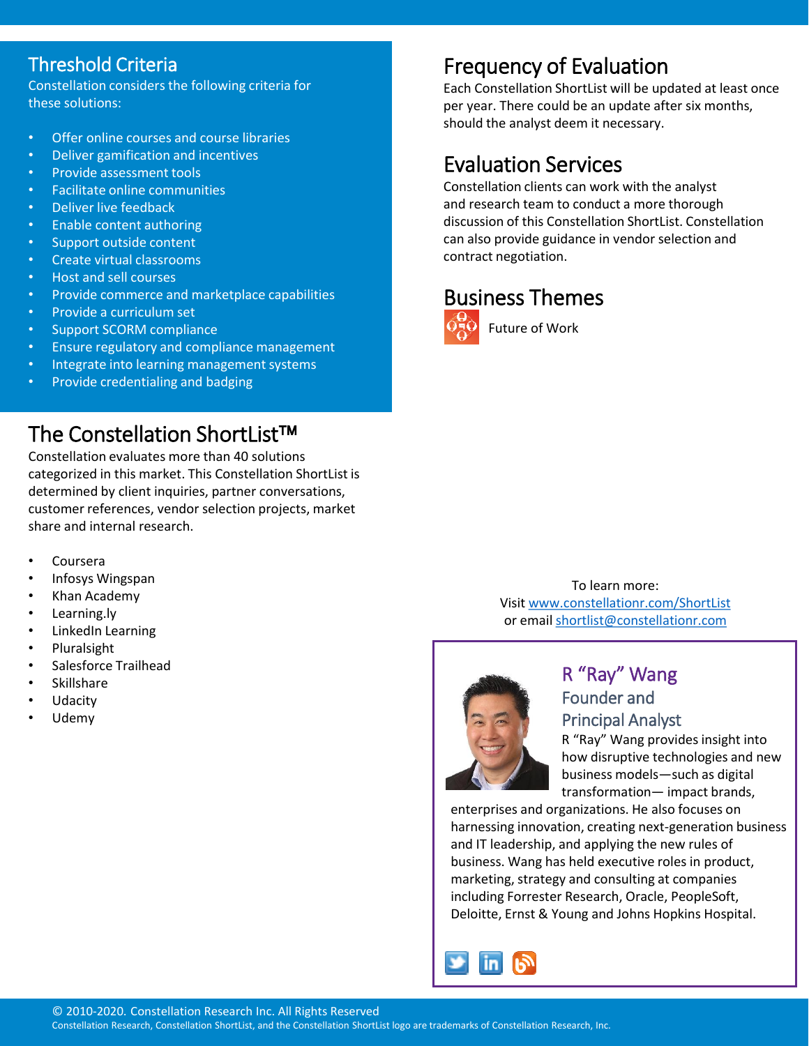## Threshold Criteria

Constellation considers the following criteria for these solutions:

- Offer online courses and course libraries
- Deliver gamification and incentives
- Provide assessment tools
- Facilitate online communities
- Deliver live feedback
- Enable content authoring
- Support outside content
- Create virtual classrooms
- Host and sell courses
- Provide commerce and marketplace capabilities
- Provide a curriculum set
- Support SCORM compliance
- Ensure regulatory and compliance management
- Integrate into learning management systems
- Provide credentialing and badging

## The Constellation ShortList™

Constellation evaluates more than 40 solutions categorized in this market. This Constellation ShortList is determined by client inquiries, partner conversations, customer references, vendor selection projects, market share and internal research.

- Coursera
- Infosys Wingspan
- Khan Academy
- Learning.ly
- LinkedIn Learning
- Pluralsight
- Salesforce Trailhead
- Skillshare
- Udacity
- Udemy

## Frequency of Evaluation

Each Constellation ShortList will be updated at least once per year. There could be an update after six months, should the analyst deem it necessary.

## Evaluation Services

Constellation clients can work with the analyst and research team to conduct a more thorough discussion of this Constellation ShortList. Constellation can also provide guidance in vendor selection and contract negotiation.

## Business Themes

Future of Work

To learn more:
Visit [www.constellationr.com/ShortList](www.constellationr.com/ShortList)
or email [shortlist@constellationr.com](mailto:shortlist@constellationr.com)

### R "Ray" Wang

**Founder and Principal Analyst**

R "Ray" Wang provides insight into how disruptive technologies and new business models—such as digital transformation— impact brands, enterprises and organizations. He also focuses on harnessing innovation, creating next-generation business and IT leadership, and applying the new rules of business. Wang has held executive roles in product, marketing, strategy and consulting at companies including Forrester Research, Oracle, PeopleSoft, Deloitte, Ernst & Young and Johns Hopkins Hospital.

© 2010-2020. Constellation Research Inc. All Rights Reserved
Constellation Research, Constellation ShortList, and the Constellation ShortList logo are trademarks of Constellation Research, Inc.